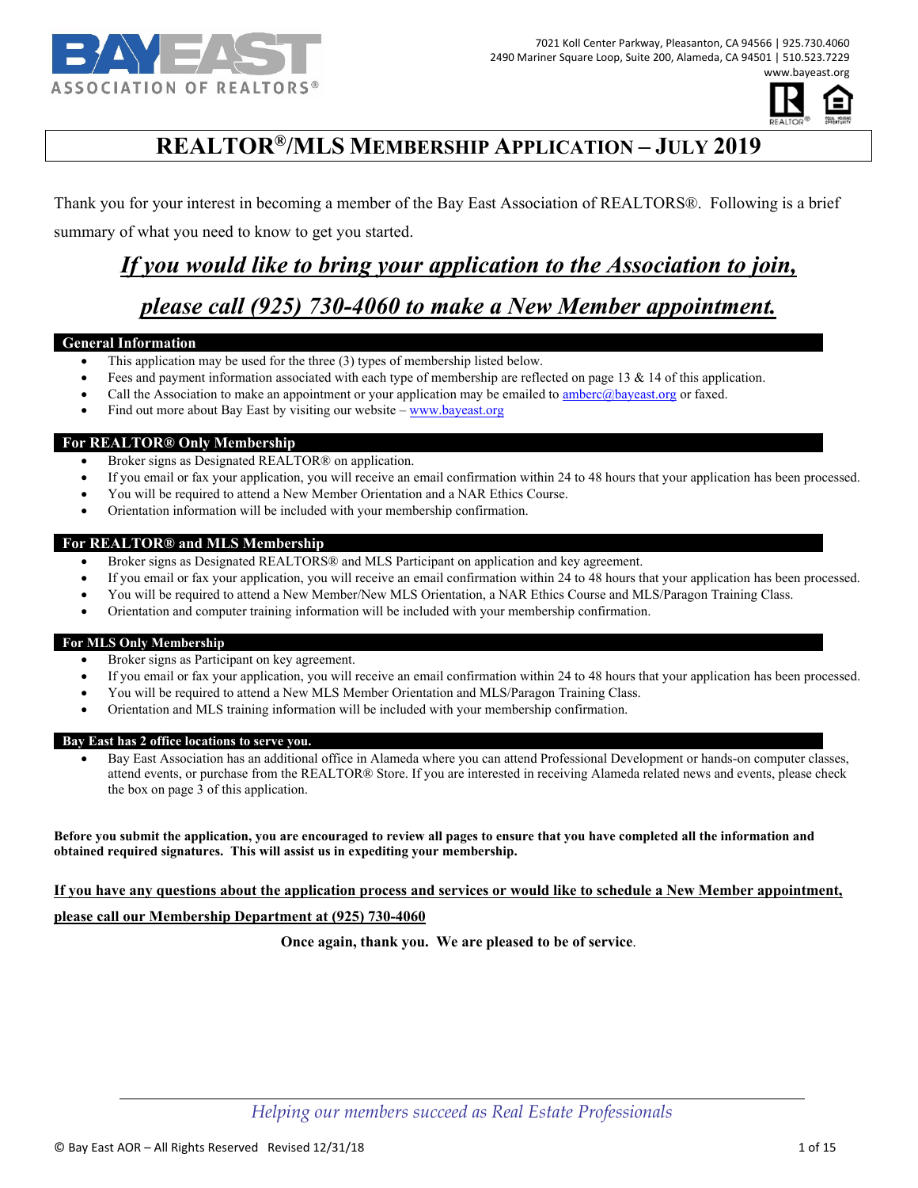BAY EAST ASSOCIATION OF REALTORS®

7021 Koll Center Parkway, Pleasanton, CA 94566 | 925.730.4060
2490 Mariner Square Loop, Suite 200, Alameda, CA 94501 | 510.523.7229
www.bayeast.org

# REALTOR®/MLS MEMBERSHIP APPLICATION – JULY 2019

Thank you for your interest in becoming a member of the Bay East Association of REALTORS®. Following is a brief summary of what you need to know to get you started.

***If you would like to bring your application to the Association to join, please call (925) 730-4060 to make a New Member appointment.***

## General Information

- This application may be used for the three (3) types of membership listed below.
- Fees and payment information associated with each type of membership are reflected on page 13 & 14 of this application.
- Call the Association to make an appointment or your application may be emailed to amberc@bayeast.org or faxed.
- Find out more about Bay East by visiting our website – www.bayeast.org

## For REALTOR® Only Membership

- Broker signs as Designated REALTOR® on application.
- If you email or fax your application, you will receive an email confirmation within 24 to 48 hours that your application has been processed.
- You will be required to attend a New Member Orientation and a NAR Ethics Course.
- Orientation information will be included with your membership confirmation.

## For REALTOR® and MLS Membership

- Broker signs as Designated REALTORS® and MLS Participant on application and key agreement.
- If you email or fax your application, you will receive an email confirmation within 24 to 48 hours that your application has been processed.
- You will be required to attend a New Member/New MLS Orientation, a NAR Ethics Course and MLS/Paragon Training Class.
- Orientation and computer training information will be included with your membership confirmation.

## For MLS Only Membership

- Broker signs as Participant on key agreement.
- If you email or fax your application, you will receive an email confirmation within 24 to 48 hours that your application has been processed.
- You will be required to attend a New MLS Member Orientation and MLS/Paragon Training Class.
- Orientation and MLS training information will be included with your membership confirmation.

## Bay East has 2 office locations to serve you.

- Bay East Association has an additional office in Alameda where you can attend Professional Development or hands-on computer classes, attend events, or purchase from the REALTOR® Store. If you are interested in receiving Alameda related news and events, please check the box on page 3 of this application.

**Before you submit the application, you are encouraged to review all pages to ensure that you have completed all the information and obtained required signatures. This will assist us in expediting your membership.**

**If you have any questions about the application process and services or would like to schedule a New Member appointment, please call our Membership Department at (925) 730-4060**

**Once again, thank you. We are pleased to be of service.**

*Helping our members succeed as Real Estate Professionals*

© Bay East AOR – All Rights Reserved Revised 12/31/18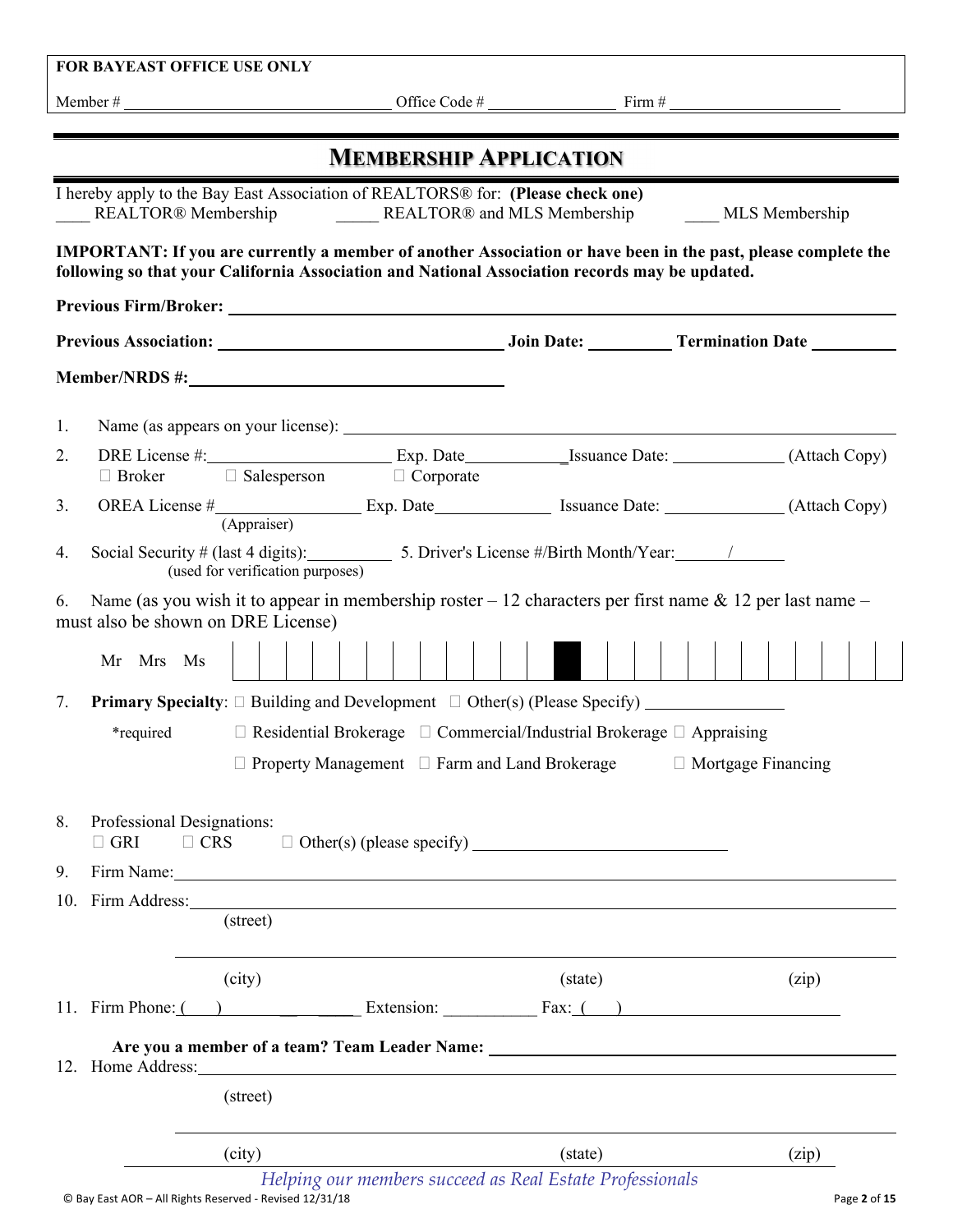**FOR BAYEAST OFFICE USE ONLY**

Member # ______________________ Office Code # ____________ Firm # ________________

# MEMBERSHIP APPLICATION

I hereby apply to the Bay East Association of REALTORS® for: **(Please check one)**

____ REALTOR® Membership _____ REALTOR® and MLS Membership ____ MLS Membership

**IMPORTANT: If you are currently a member of another Association or have been in the past, please complete the following so that your California Association and National Association records may be updated.**

**Previous Firm/Broker:** ______________________________________________

**Previous Association:** ______________________ **Join Date:** _________ **Termination Date** _________

**Member/NRDS #:** ______________________

1. Name (as appears on your license): ______________________________________________

2. DRE License #:______________ Exp. Date____________Issuance Date: ____________ (Attach Copy)
   ☐ Broker ☐ Salesperson ☐ Corporate

3. OREA License #______________ Exp. Date______________ Issuance Date: ______________ (Attach Copy)
   (Appraiser)

4. Social Security # (last 4 digits):__________ 5. Driver's License #/Birth Month/Year:______/______
   (used for verification purposes)

6. Name (as you wish it to appear in membership roster – 12 characters per first name & 12 per last name – must also be shown on DRE License)

   Mr Mrs Ms | | | | | | | | | | | | | ■ | | | | | | | | | | | | |

7. **Primary Specialty**: ☐ Building and Development ☐ Other(s) (Please Specify) ________________

   *required ☐ Residential Brokerage ☐ Commercial/Industrial Brokerage ☐ Appraising

   ☐ Property Management ☐ Farm and Land Brokerage ☐ Mortgage Financing

8. Professional Designations:
   ☐ GRI ☐ CRS ☐ Other(s) (please specify) ______________________________

9. Firm Name: ______________________________________________

10. Firm Address: ______________________________________________
    (street)

    ______________________________________________
    (city) (state) (zip)

11. Firm Phone: ( ) ______________ Extension: __________ Fax: ( ) ______________

    **Are you a member of a team? Team Leader Name:** ______________________________

12. Home Address: ______________________________________________
    (street)

    ______________________________________________
    (city) (state) (zip)

*Helping our members succeed as Real Estate Professionals*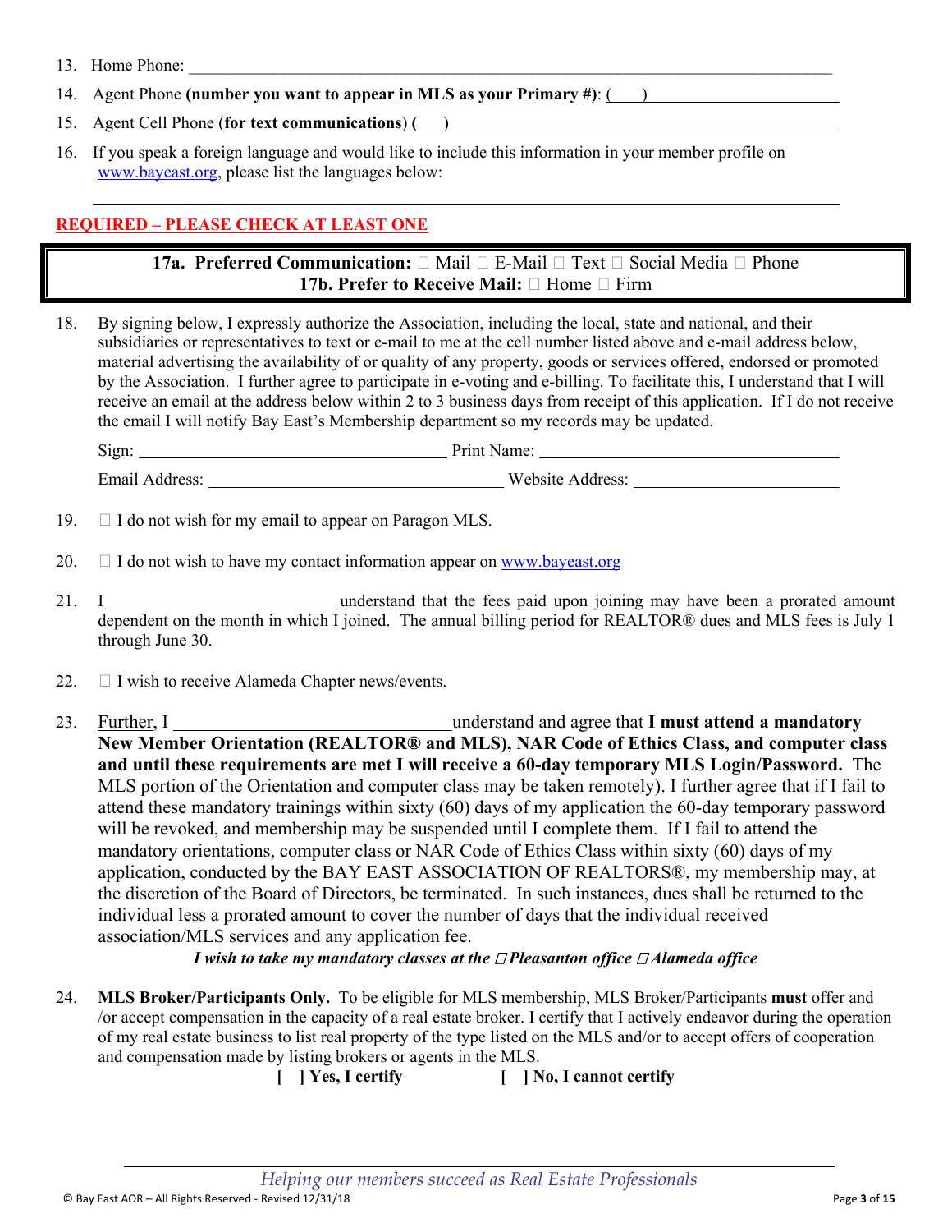13. Home Phone: ______________________________________________________________________

14. Agent Phone **(number you want to appear in MLS as your Primary #)**: (\_\_\_) ______________________

15. Agent Cell Phone (**for text communications**) **(**\_\_\_) ________________________________________

16. If you speak a foreign language and would like to include this information in your member profile on www.bayeast.org, please list the languages below:

______________________________________________________________________________

**REQUIRED – PLEASE CHECK AT LEAST ONE**

| **17a. Preferred Communication:** ☐ Mail ☐ E-Mail ☐ Text ☐ Social Media ☐ Phone<br>**17b. Prefer to Receive Mail:** ☐ Home ☐ Firm |
|---|

18. By signing below, I expressly authorize the Association, including the local, state and national, and their subsidiaries or representatives to text or e-mail to me at the cell number listed above and e-mail address below, material advertising the availability of or quality of any property, goods or services offered, endorsed or promoted by the Association. I further agree to participate in e-voting and e-billing. To facilitate this, I understand that I will receive an email at the address below within 2 to 3 business days from receipt of this application. If I do not receive the email I will notify Bay East's Membership department so my records may be updated.

    Sign: ______________________________ Print Name: ______________________________

    Email Address: ______________________________ Website Address: ____________________

19. ☐ I do not wish for my email to appear on Paragon MLS.

20. ☐ I do not wish to have my contact information appear on www.bayeast.org

21. I ______________________ understand that the fees paid upon joining may have been a prorated amount dependent on the month in which I joined. The annual billing period for REALTOR® dues and MLS fees is July 1 through June 30.

22. ☐ I wish to receive Alameda Chapter news/events.

23. Further, I ___________________________understand and agree that **I must attend a mandatory New Member Orientation (REALTOR® and MLS), NAR Code of Ethics Class, and computer class and until these requirements are met I will receive a 60-day temporary MLS Login/Password.** The MLS portion of the Orientation and computer class may be taken remotely). I further agree that if I fail to attend these mandatory trainings within sixty (60) days of my application the 60-day temporary password will be revoked, and membership may be suspended until I complete them. If I fail to attend the mandatory orientations, computer class or NAR Code of Ethics Class within sixty (60) days of my application, conducted by the BAY EAST ASSOCIATION OF REALTORS®, my membership may, at the discretion of the Board of Directors, be terminated. In such instances, dues shall be returned to the individual less a prorated amount to cover the number of days that the individual received association/MLS services and any application fee.

    ***I wish to take my mandatory classes at the ☐Pleasanton office ☐Alameda office***

24. **MLS Broker/Participants Only.** To be eligible for MLS membership, MLS Broker/Participants **must** offer and /or accept compensation in the capacity of a real estate broker. I certify that I actively endeavor during the operation of my real estate business to list real property of the type listed on the MLS and/or to accept offers of cooperation and compensation made by listing brokers or agents in the MLS.

    **[ ] Yes, I certify** **[ ] No, I cannot certify**

*Helping our members succeed as Real Estate Professionals*

© Bay East AOR – All Rights Reserved - Revised 12/31/18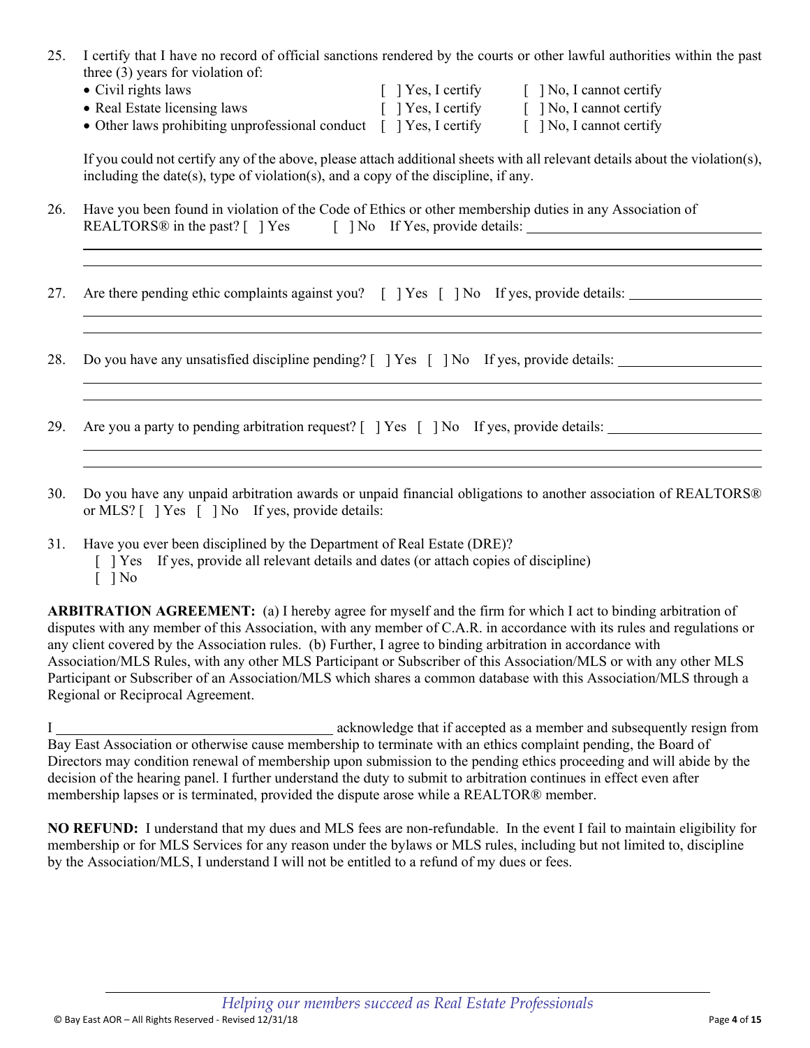25. I certify that I have no record of official sanctions rendered by the courts or other lawful authorities within the past three (3) years for violation of:
    - Civil rights laws [ ] Yes, I certify [ ] No, I cannot certify
    - Real Estate licensing laws [ ] Yes, I certify [ ] No, I cannot certify
    - Other laws prohibiting unprofessional conduct [ ] Yes, I certify [ ] No, I cannot certify

    If you could not certify any of the above, please attach additional sheets with all relevant details about the violation(s), including the date(s), type of violation(s), and a copy of the discipline, if any.

26. Have you been found in violation of the Code of Ethics or other membership duties in any Association of REALTORS® in the past? [ ] Yes [ ] No If Yes, provide details: ______________________________

27. Are there pending ethic complaints against you? [ ] Yes [ ] No If yes, provide details: ______________

28. Do you have any unsatisfied discipline pending? [ ] Yes [ ] No If yes, provide details: ______________

29. Are you a party to pending arbitration request? [ ] Yes [ ] No If yes, provide details: ______________

30. Do you have any unpaid arbitration awards or unpaid financial obligations to another association of REALTORS® or MLS? [ ] Yes [ ] No If yes, provide details:

31. Have you ever been disciplined by the Department of Real Estate (DRE)?
    [ ] Yes If yes, provide all relevant details and dates (or attach copies of discipline)
    [ ] No

**ARBITRATION AGREEMENT:** (a) I hereby agree for myself and the firm for which I act to binding arbitration of disputes with any member of this Association, with any member of C.A.R. in accordance with its rules and regulations or any client covered by the Association rules. (b) Further, I agree to binding arbitration in accordance with Association/MLS Rules, with any other MLS Participant or Subscriber of this Association/MLS or with any other MLS Participant or Subscriber of an Association/MLS which shares a common database with this Association/MLS through a Regional or Reciprocal Agreement.

I ______________________________ acknowledge that if accepted as a member and subsequently resign from Bay East Association or otherwise cause membership to terminate with an ethics complaint pending, the Board of Directors may condition renewal of membership upon submission to the pending ethics proceeding and will abide by the decision of the hearing panel. I further understand the duty to submit to arbitration continues in effect even after membership lapses or is terminated, provided the dispute arose while a REALTOR® member.

**NO REFUND:** I understand that my dues and MLS fees are non-refundable. In the event I fail to maintain eligibility for membership or for MLS Services for any reason under the bylaws or MLS rules, including but not limited to, discipline by the Association/MLS, I understand I will not be entitled to a refund of my dues or fees.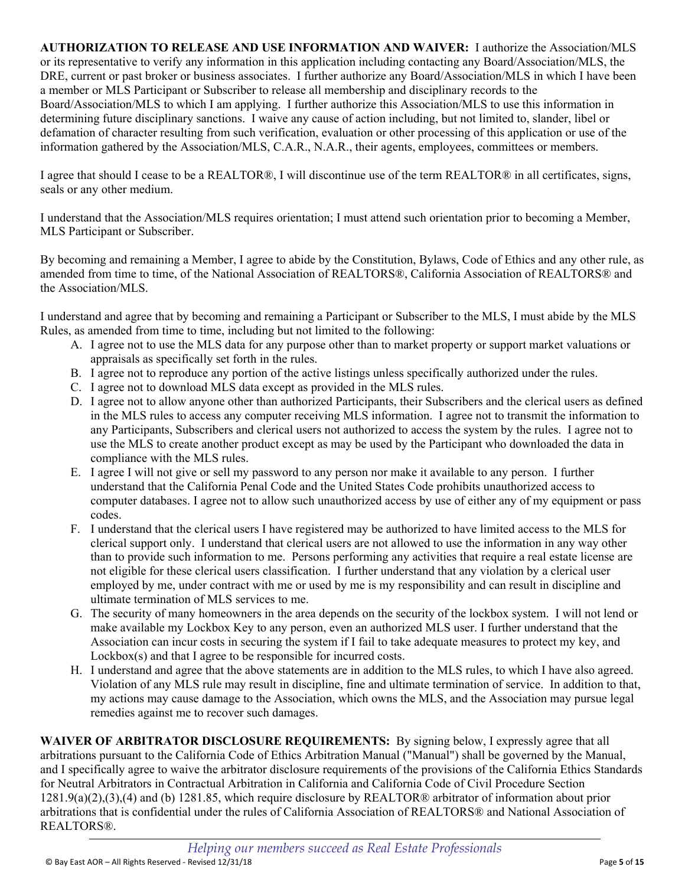**AUTHORIZATION TO RELEASE AND USE INFORMATION AND WAIVER:** I authorize the Association/MLS or its representative to verify any information in this application including contacting any Board/Association/MLS, the DRE, current or past broker or business associates. I further authorize any Board/Association/MLS in which I have been a member or MLS Participant or Subscriber to release all membership and disciplinary records to the Board/Association/MLS to which I am applying. I further authorize this Association/MLS to use this information in determining future disciplinary sanctions. I waive any cause of action including, but not limited to, slander, libel or defamation of character resulting from such verification, evaluation or other processing of this application or use of the information gathered by the Association/MLS, C.A.R., N.A.R., their agents, employees, committees or members.

I agree that should I cease to be a REALTOR®, I will discontinue use of the term REALTOR® in all certificates, signs, seals or any other medium.

I understand that the Association/MLS requires orientation; I must attend such orientation prior to becoming a Member, MLS Participant or Subscriber.

By becoming and remaining a Member, I agree to abide by the Constitution, Bylaws, Code of Ethics and any other rule, as amended from time to time, of the National Association of REALTORS®, California Association of REALTORS® and the Association/MLS.

I understand and agree that by becoming and remaining a Participant or Subscriber to the MLS, I must abide by the MLS Rules, as amended from time to time, including but not limited to the following:

A. I agree not to use the MLS data for any purpose other than to market property or support market valuations or appraisals as specifically set forth in the rules.
B. I agree not to reproduce any portion of the active listings unless specifically authorized under the rules.
C. I agree not to download MLS data except as provided in the MLS rules.
D. I agree not to allow anyone other than authorized Participants, their Subscribers and the clerical users as defined in the MLS rules to access any computer receiving MLS information. I agree not to transmit the information to any Participants, Subscribers and clerical users not authorized to access the system by the rules. I agree not to use the MLS to create another product except as may be used by the Participant who downloaded the data in compliance with the MLS rules.
E. I agree I will not give or sell my password to any person nor make it available to any person. I further understand that the California Penal Code and the United States Code prohibits unauthorized access to computer databases. I agree not to allow such unauthorized access by use of either any of my equipment or pass codes.
F. I understand that the clerical users I have registered may be authorized to have limited access to the MLS for clerical support only. I understand that clerical users are not allowed to use the information in any way other than to provide such information to me. Persons performing any activities that require a real estate license are not eligible for these clerical users classification. I further understand that any violation by a clerical user employed by me, under contract with me or used by me is my responsibility and can result in discipline and ultimate termination of MLS services to me.
G. The security of many homeowners in the area depends on the security of the lockbox system. I will not lend or make available my Lockbox Key to any person, even an authorized MLS user. I further understand that the Association can incur costs in securing the system if I fail to take adequate measures to protect my key, and Lockbox(s) and that I agree to be responsible for incurred costs.
H. I understand and agree that the above statements are in addition to the MLS rules, to which I have also agreed. Violation of any MLS rule may result in discipline, fine and ultimate termination of service. In addition to that, my actions may cause damage to the Association, which owns the MLS, and the Association may pursue legal remedies against me to recover such damages.

**WAIVER OF ARBITRATOR DISCLOSURE REQUIREMENTS:** By signing below, I expressly agree that all arbitrations pursuant to the California Code of Ethics Arbitration Manual ("Manual") shall be governed by the Manual, and I specifically agree to waive the arbitrator disclosure requirements of the provisions of the California Ethics Standards for Neutral Arbitrators in Contractual Arbitration in California and California Code of Civil Procedure Section 1281.9(a)(2),(3),(4) and (b) 1281.85, which require disclosure by REALTOR® arbitrator of information about prior arbitrations that is confidential under the rules of California Association of REALTORS® and National Association of REALTORS®.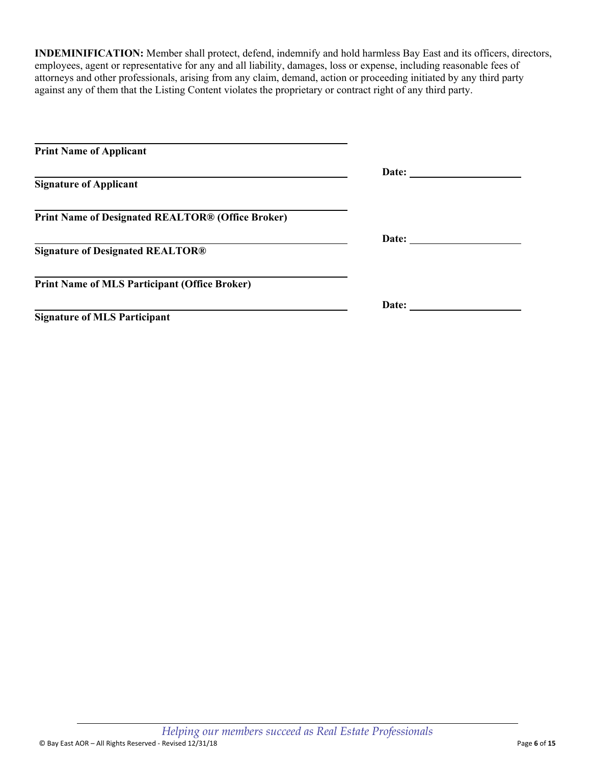**INDEMINIFICATION:** Member shall protect, defend, indemnify and hold harmless Bay East and its officers, directors, employees, agent or representative for any and all liability, damages, loss or expense, including reasonable fees of attorneys and other professionals, arising from any claim, demand, action or proceeding initiated by any third party against any of them that the Listing Content violates the proprietary or contract right of any third party.

\_\_\_\_\_\_\_\_\_\_\_\_\_\_\_\_\_\_\_\_\_\_\_\_\_\_\_\_\_\_\_\_\_\_\_\_\_\_\_\_\_\_\_\_
**Print Name of Applicant**

\_\_\_\_\_\_\_\_\_\_\_\_\_\_\_\_\_\_\_\_\_\_\_\_\_\_\_\_\_\_\_\_\_\_\_\_\_\_\_\_\_\_\_\_ **Date:** \_\_\_\_\_\_\_\_\_\_\_\_\_\_\_\_\_\_\_\_
**Signature of Applicant**

\_\_\_\_\_\_\_\_\_\_\_\_\_\_\_\_\_\_\_\_\_\_\_\_\_\_\_\_\_\_\_\_\_\_\_\_\_\_\_\_\_\_\_\_
**Print Name of Designated REALTOR® (Office Broker)**

\_\_\_\_\_\_\_\_\_\_\_\_\_\_\_\_\_\_\_\_\_\_\_\_\_\_\_\_\_\_\_\_\_\_\_\_\_\_\_\_\_\_\_\_ **Date:** \_\_\_\_\_\_\_\_\_\_\_\_\_\_\_\_\_\_\_\_
**Signature of Designated REALTOR®**

\_\_\_\_\_\_\_\_\_\_\_\_\_\_\_\_\_\_\_\_\_\_\_\_\_\_\_\_\_\_\_\_\_\_\_\_\_\_\_\_\_\_\_\_
**Print Name of MLS Participant (Office Broker)**

\_\_\_\_\_\_\_\_\_\_\_\_\_\_\_\_\_\_\_\_\_\_\_\_\_\_\_\_\_\_\_\_\_\_\_\_\_\_\_\_\_\_\_\_ **Date:** \_\_\_\_\_\_\_\_\_\_\_\_\_\_\_\_\_\_\_\_
**Signature of MLS Participant**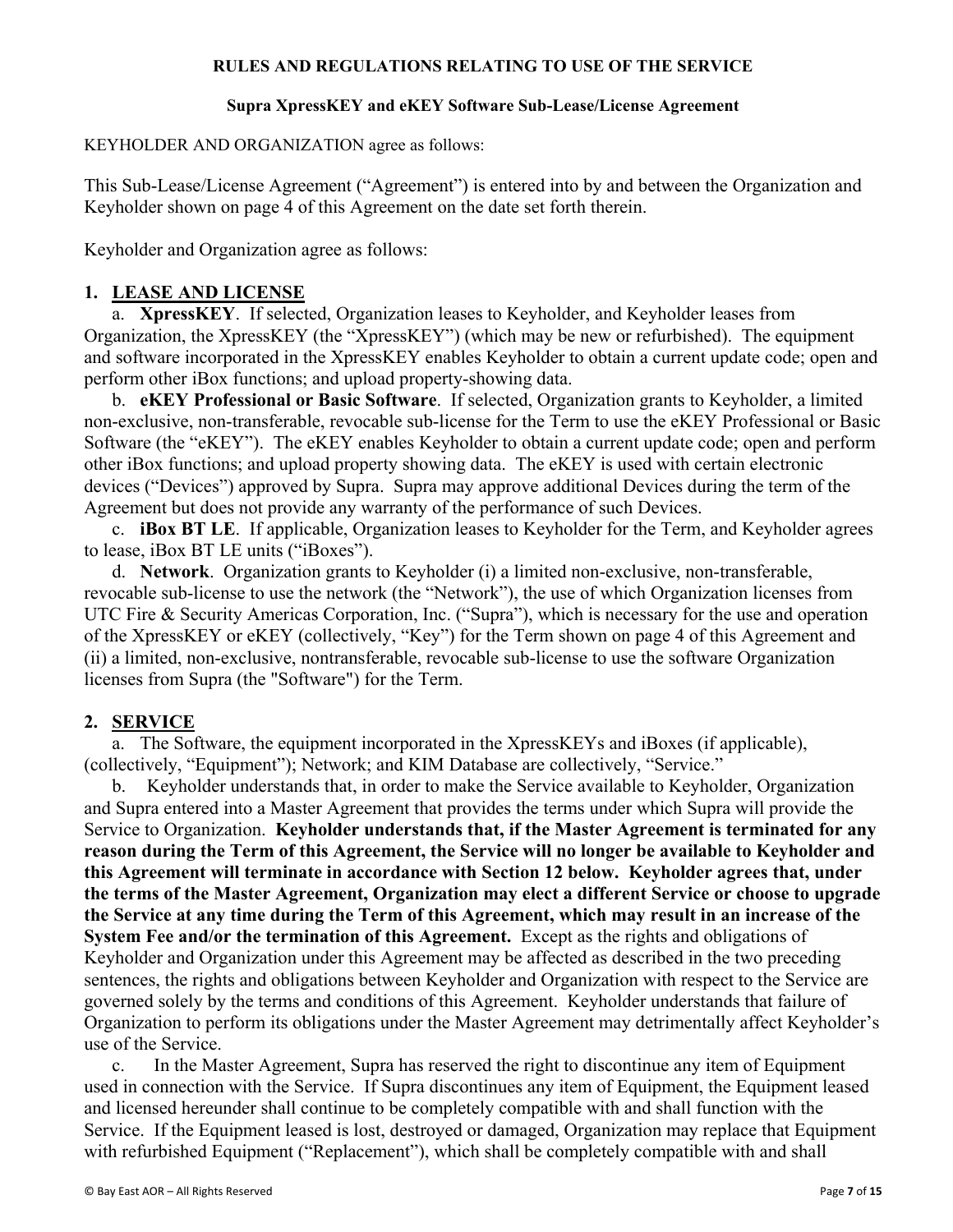**RULES AND REGULATIONS RELATING TO USE OF THE SERVICE**

**Supra XpressKEY and eKEY Software Sub-Lease/License Agreement**

KEYHOLDER AND ORGANIZATION agree as follows:

This Sub-Lease/License Agreement ("Agreement") is entered into by and between the Organization and Keyholder shown on page 4 of this Agreement on the date set forth therein.

Keyholder and Organization agree as follows:

## 1. LEASE AND LICENSE

a. **XpressKEY**. If selected, Organization leases to Keyholder, and Keyholder leases from Organization, the XpressKEY (the "XpressKEY") (which may be new or refurbished). The equipment and software incorporated in the XpressKEY enables Keyholder to obtain a current update code; open and perform other iBox functions; and upload property-showing data.

b. **eKEY Professional or Basic Software**. If selected, Organization grants to Keyholder, a limited non-exclusive, non-transferable, revocable sub-license for the Term to use the eKEY Professional or Basic Software (the "eKEY"). The eKEY enables Keyholder to obtain a current update code; open and perform other iBox functions; and upload property showing data. The eKEY is used with certain electronic devices ("Devices") approved by Supra. Supra may approve additional Devices during the term of the Agreement but does not provide any warranty of the performance of such Devices.

c. **iBox BT LE**. If applicable, Organization leases to Keyholder for the Term, and Keyholder agrees to lease, iBox BT LE units ("iBoxes").

d. **Network**. Organization grants to Keyholder (i) a limited non-exclusive, non-transferable, revocable sub-license to use the network (the "Network"), the use of which Organization licenses from UTC Fire & Security Americas Corporation, Inc. ("Supra"), which is necessary for the use and operation of the XpressKEY or eKEY (collectively, "Key") for the Term shown on page 4 of this Agreement and (ii) a limited, non-exclusive, nontransferable, revocable sub-license to use the software Organization licenses from Supra (the "Software") for the Term.

## 2. SERVICE

a. The Software, the equipment incorporated in the XpressKEYs and iBoxes (if applicable), (collectively, "Equipment"); Network; and KIM Database are collectively, "Service."

b. Keyholder understands that, in order to make the Service available to Keyholder, Organization and Supra entered into a Master Agreement that provides the terms under which Supra will provide the Service to Organization. **Keyholder understands that, if the Master Agreement is terminated for any reason during the Term of this Agreement, the Service will no longer be available to Keyholder and this Agreement will terminate in accordance with Section 12 below. Keyholder agrees that, under the terms of the Master Agreement, Organization may elect a different Service or choose to upgrade the Service at any time during the Term of this Agreement, which may result in an increase of the System Fee and/or the termination of this Agreement.** Except as the rights and obligations of Keyholder and Organization under this Agreement may be affected as described in the two preceding sentences, the rights and obligations between Keyholder and Organization with respect to the Service are governed solely by the terms and conditions of this Agreement. Keyholder understands that failure of Organization to perform its obligations under the Master Agreement may detrimentally affect Keyholder's use of the Service.

c. In the Master Agreement, Supra has reserved the right to discontinue any item of Equipment used in connection with the Service. If Supra discontinues any item of Equipment, the Equipment leased and licensed hereunder shall continue to be completely compatible with and shall function with the Service. If the Equipment leased is lost, destroyed or damaged, Organization may replace that Equipment with refurbished Equipment ("Replacement"), which shall be completely compatible with and shall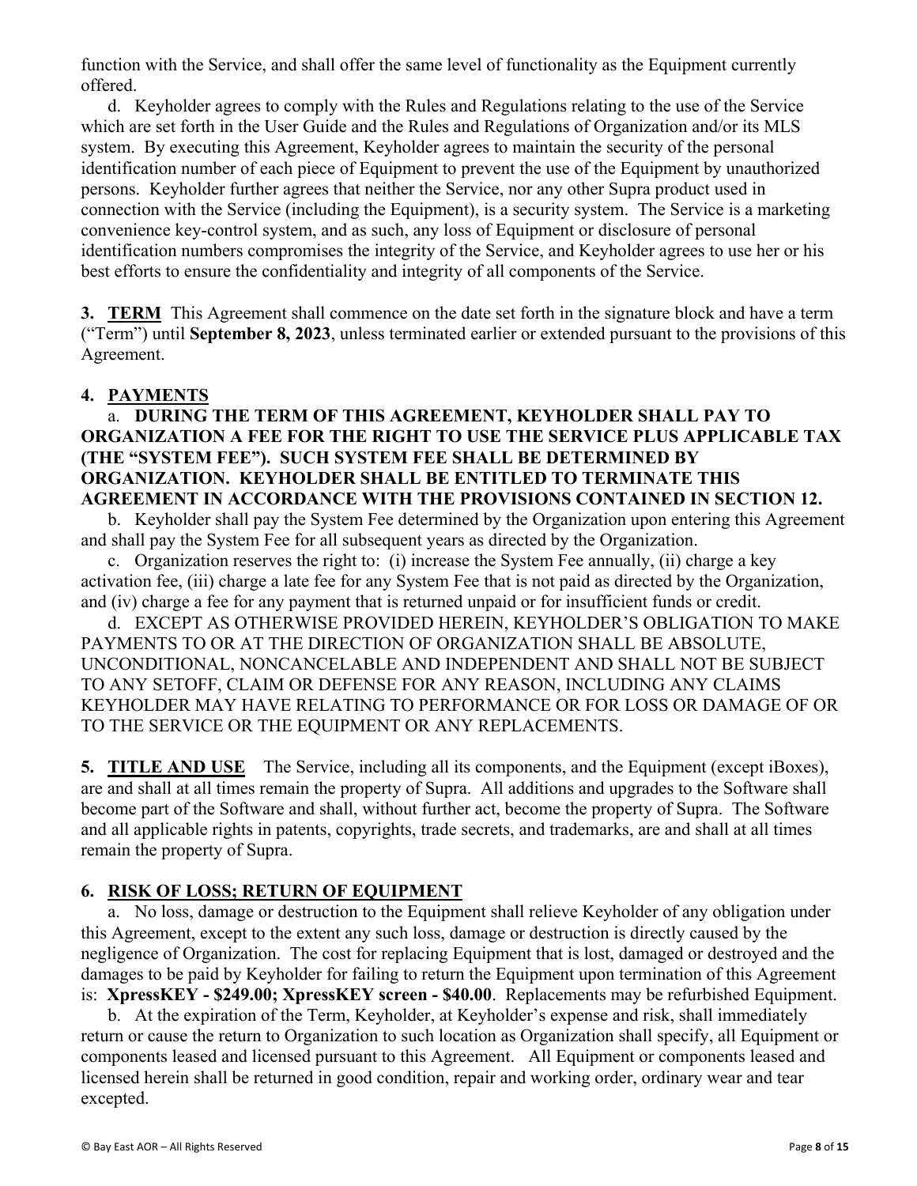function with the Service, and shall offer the same level of functionality as the Equipment currently offered.

d. Keyholder agrees to comply with the Rules and Regulations relating to the use of the Service which are set forth in the User Guide and the Rules and Regulations of Organization and/or its MLS system. By executing this Agreement, Keyholder agrees to maintain the security of the personal identification number of each piece of Equipment to prevent the use of the Equipment by unauthorized persons. Keyholder further agrees that neither the Service, nor any other Supra product used in connection with the Service (including the Equipment), is a security system. The Service is a marketing convenience key-control system, and as such, any loss of Equipment or disclosure of personal identification numbers compromises the integrity of the Service, and Keyholder agrees to use her or his best efforts to ensure the confidentiality and integrity of all components of the Service.

**3. TERM** This Agreement shall commence on the date set forth in the signature block and have a term ("Term") until **September 8, 2023**, unless terminated earlier or extended pursuant to the provisions of this Agreement.

**4. PAYMENTS**

a. **DURING THE TERM OF THIS AGREEMENT, KEYHOLDER SHALL PAY TO ORGANIZATION A FEE FOR THE RIGHT TO USE THE SERVICE PLUS APPLICABLE TAX (THE "SYSTEM FEE"). SUCH SYSTEM FEE SHALL BE DETERMINED BY ORGANIZATION. KEYHOLDER SHALL BE ENTITLED TO TERMINATE THIS AGREEMENT IN ACCORDANCE WITH THE PROVISIONS CONTAINED IN SECTION 12.**

b. Keyholder shall pay the System Fee determined by the Organization upon entering this Agreement and shall pay the System Fee for all subsequent years as directed by the Organization.

c. Organization reserves the right to: (i) increase the System Fee annually, (ii) charge a key activation fee, (iii) charge a late fee for any System Fee that is not paid as directed by the Organization, and (iv) charge a fee for any payment that is returned unpaid or for insufficient funds or credit.

d. EXCEPT AS OTHERWISE PROVIDED HEREIN, KEYHOLDER'S OBLIGATION TO MAKE PAYMENTS TO OR AT THE DIRECTION OF ORGANIZATION SHALL BE ABSOLUTE, UNCONDITIONAL, NONCANCELABLE AND INDEPENDENT AND SHALL NOT BE SUBJECT TO ANY SETOFF, CLAIM OR DEFENSE FOR ANY REASON, INCLUDING ANY CLAIMS KEYHOLDER MAY HAVE RELATING TO PERFORMANCE OR FOR LOSS OR DAMAGE OF OR TO THE SERVICE OR THE EQUIPMENT OR ANY REPLACEMENTS.

**5. TITLE AND USE** The Service, including all its components, and the Equipment (except iBoxes), are and shall at all times remain the property of Supra. All additions and upgrades to the Software shall become part of the Software and shall, without further act, become the property of Supra. The Software and all applicable rights in patents, copyrights, trade secrets, and trademarks, are and shall at all times remain the property of Supra.

**6. RISK OF LOSS; RETURN OF EQUIPMENT**

a. No loss, damage or destruction to the Equipment shall relieve Keyholder of any obligation under this Agreement, except to the extent any such loss, damage or destruction is directly caused by the negligence of Organization. The cost for replacing Equipment that is lost, damaged or destroyed and the damages to be paid by Keyholder for failing to return the Equipment upon termination of this Agreement is: **XpressKEY - $249.00; XpressKEY screen - $40.00**. Replacements may be refurbished Equipment.

b. At the expiration of the Term, Keyholder, at Keyholder's expense and risk, shall immediately return or cause the return to Organization to such location as Organization shall specify, all Equipment or components leased and licensed pursuant to this Agreement. All Equipment or components leased and licensed herein shall be returned in good condition, repair and working order, ordinary wear and tear excepted.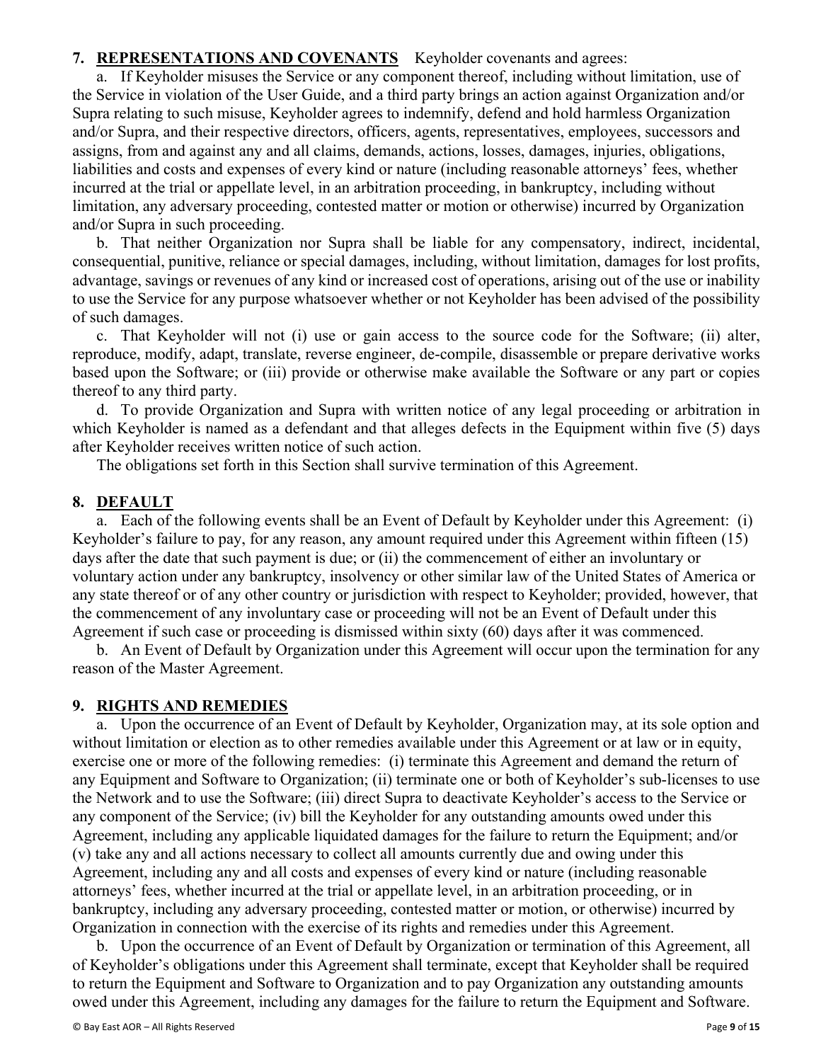## 7. REPRESENTATIONS AND COVENANTS

Keyholder covenants and agrees:

a. If Keyholder misuses the Service or any component thereof, including without limitation, use of the Service in violation of the User Guide, and a third party brings an action against Organization and/or Supra relating to such misuse, Keyholder agrees to indemnify, defend and hold harmless Organization and/or Supra, and their respective directors, officers, agents, representatives, employees, successors and assigns, from and against any and all claims, demands, actions, losses, damages, injuries, obligations, liabilities and costs and expenses of every kind or nature (including reasonable attorneys' fees, whether incurred at the trial or appellate level, in an arbitration proceeding, in bankruptcy, including without limitation, any adversary proceeding, contested matter or motion or otherwise) incurred by Organization and/or Supra in such proceeding.

b. That neither Organization nor Supra shall be liable for any compensatory, indirect, incidental, consequential, punitive, reliance or special damages, including, without limitation, damages for lost profits, advantage, savings or revenues of any kind or increased cost of operations, arising out of the use or inability to use the Service for any purpose whatsoever whether or not Keyholder has been advised of the possibility of such damages.

c. That Keyholder will not (i) use or gain access to the source code for the Software; (ii) alter, reproduce, modify, adapt, translate, reverse engineer, de-compile, disassemble or prepare derivative works based upon the Software; or (iii) provide or otherwise make available the Software or any part or copies thereof to any third party.

d. To provide Organization and Supra with written notice of any legal proceeding or arbitration in which Keyholder is named as a defendant and that alleges defects in the Equipment within five (5) days after Keyholder receives written notice of such action.

The obligations set forth in this Section shall survive termination of this Agreement.

## 8. DEFAULT

a. Each of the following events shall be an Event of Default by Keyholder under this Agreement: (i) Keyholder's failure to pay, for any reason, any amount required under this Agreement within fifteen (15) days after the date that such payment is due; or (ii) the commencement of either an involuntary or voluntary action under any bankruptcy, insolvency or other similar law of the United States of America or any state thereof or of any other country or jurisdiction with respect to Keyholder; provided, however, that the commencement of any involuntary case or proceeding will not be an Event of Default under this Agreement if such case or proceeding is dismissed within sixty (60) days after it was commenced.

b. An Event of Default by Organization under this Agreement will occur upon the termination for any reason of the Master Agreement.

## 9. RIGHTS AND REMEDIES

a. Upon the occurrence of an Event of Default by Keyholder, Organization may, at its sole option and without limitation or election as to other remedies available under this Agreement or at law or in equity, exercise one or more of the following remedies: (i) terminate this Agreement and demand the return of any Equipment and Software to Organization; (ii) terminate one or both of Keyholder's sub-licenses to use the Network and to use the Software; (iii) direct Supra to deactivate Keyholder's access to the Service or any component of the Service; (iv) bill the Keyholder for any outstanding amounts owed under this Agreement, including any applicable liquidated damages for the failure to return the Equipment; and/or (v) take any and all actions necessary to collect all amounts currently due and owing under this Agreement, including any and all costs and expenses of every kind or nature (including reasonable attorneys' fees, whether incurred at the trial or appellate level, in an arbitration proceeding, or in bankruptcy, including any adversary proceeding, contested matter or motion, or otherwise) incurred by Organization in connection with the exercise of its rights and remedies under this Agreement.

b. Upon the occurrence of an Event of Default by Organization or termination of this Agreement, all of Keyholder's obligations under this Agreement shall terminate, except that Keyholder shall be required to return the Equipment and Software to Organization and to pay Organization any outstanding amounts owed under this Agreement, including any damages for the failure to return the Equipment and Software.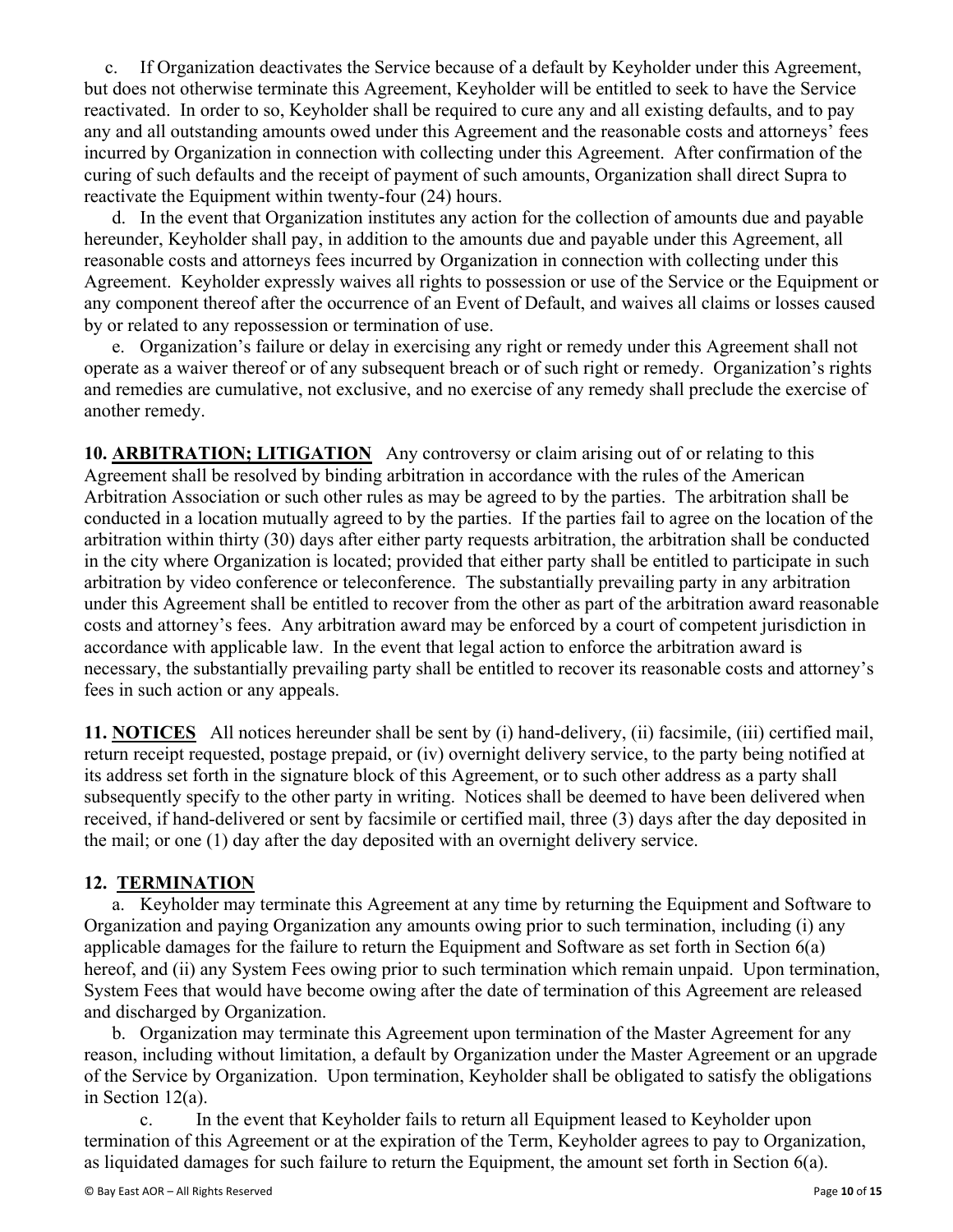c. If Organization deactivates the Service because of a default by Keyholder under this Agreement, but does not otherwise terminate this Agreement, Keyholder will be entitled to seek to have the Service reactivated. In order to so, Keyholder shall be required to cure any and all existing defaults, and to pay any and all outstanding amounts owed under this Agreement and the reasonable costs and attorneys' fees incurred by Organization in connection with collecting under this Agreement. After confirmation of the curing of such defaults and the receipt of payment of such amounts, Organization shall direct Supra to reactivate the Equipment within twenty-four (24) hours.

d. In the event that Organization institutes any action for the collection of amounts due and payable hereunder, Keyholder shall pay, in addition to the amounts due and payable under this Agreement, all reasonable costs and attorneys fees incurred by Organization in connection with collecting under this Agreement. Keyholder expressly waives all rights to possession or use of the Service or the Equipment or any component thereof after the occurrence of an Event of Default, and waives all claims or losses caused by or related to any repossession or termination of use.

e. Organization's failure or delay in exercising any right or remedy under this Agreement shall not operate as a waiver thereof or of any subsequent breach or of such right or remedy. Organization's rights and remedies are cumulative, not exclusive, and no exercise of any remedy shall preclude the exercise of another remedy.

**10. ARBITRATION; LITIGATION** Any controversy or claim arising out of or relating to this Agreement shall be resolved by binding arbitration in accordance with the rules of the American Arbitration Association or such other rules as may be agreed to by the parties. The arbitration shall be conducted in a location mutually agreed to by the parties. If the parties fail to agree on the location of the arbitration within thirty (30) days after either party requests arbitration, the arbitration shall be conducted in the city where Organization is located; provided that either party shall be entitled to participate in such arbitration by video conference or teleconference. The substantially prevailing party in any arbitration under this Agreement shall be entitled to recover from the other as part of the arbitration award reasonable costs and attorney's fees. Any arbitration award may be enforced by a court of competent jurisdiction in accordance with applicable law. In the event that legal action to enforce the arbitration award is necessary, the substantially prevailing party shall be entitled to recover its reasonable costs and attorney's fees in such action or any appeals.

**11. NOTICES** All notices hereunder shall be sent by (i) hand-delivery, (ii) facsimile, (iii) certified mail, return receipt requested, postage prepaid, or (iv) overnight delivery service, to the party being notified at its address set forth in the signature block of this Agreement, or to such other address as a party shall subsequently specify to the other party in writing. Notices shall be deemed to have been delivered when received, if hand-delivered or sent by facsimile or certified mail, three (3) days after the day deposited in the mail; or one (1) day after the day deposited with an overnight delivery service.

## 12. TERMINATION

a. Keyholder may terminate this Agreement at any time by returning the Equipment and Software to Organization and paying Organization any amounts owing prior to such termination, including (i) any applicable damages for the failure to return the Equipment and Software as set forth in Section 6(a) hereof, and (ii) any System Fees owing prior to such termination which remain unpaid. Upon termination, System Fees that would have become owing after the date of termination of this Agreement are released and discharged by Organization.

b. Organization may terminate this Agreement upon termination of the Master Agreement for any reason, including without limitation, a default by Organization under the Master Agreement or an upgrade of the Service by Organization. Upon termination, Keyholder shall be obligated to satisfy the obligations in Section 12(a).

c. In the event that Keyholder fails to return all Equipment leased to Keyholder upon termination of this Agreement or at the expiration of the Term, Keyholder agrees to pay to Organization, as liquidated damages for such failure to return the Equipment, the amount set forth in Section 6(a).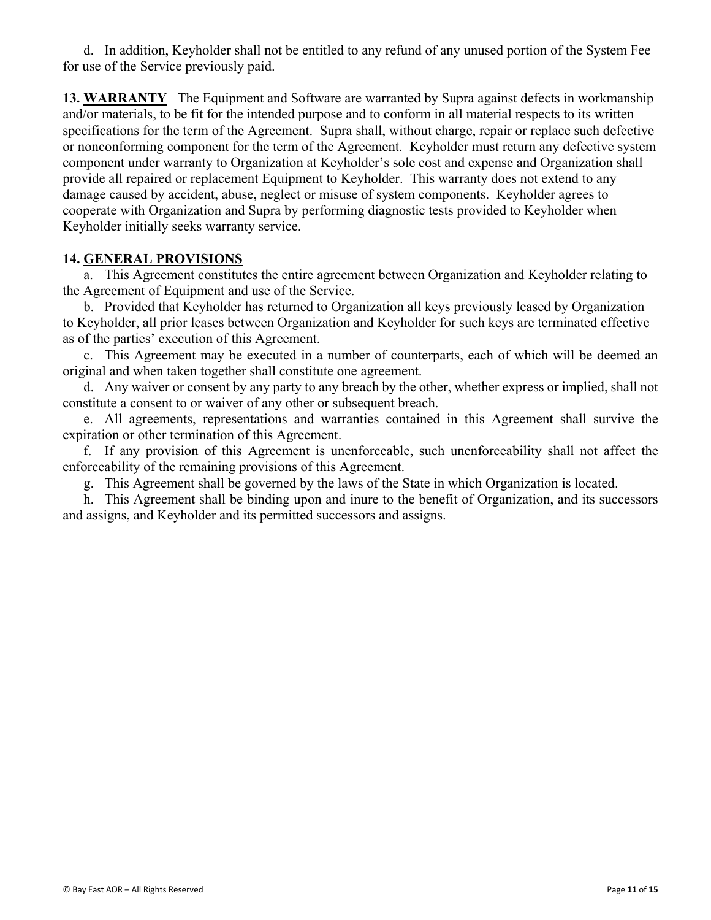d. In addition, Keyholder shall not be entitled to any refund of any unused portion of the System Fee for use of the Service previously paid.

**13. WARRANTY** The Equipment and Software are warranted by Supra against defects in workmanship and/or materials, to be fit for the intended purpose and to conform in all material respects to its written specifications for the term of the Agreement. Supra shall, without charge, repair or replace such defective or nonconforming component for the term of the Agreement. Keyholder must return any defective system component under warranty to Organization at Keyholder's sole cost and expense and Organization shall provide all repaired or replacement Equipment to Keyholder. This warranty does not extend to any damage caused by accident, abuse, neglect or misuse of system components. Keyholder agrees to cooperate with Organization and Supra by performing diagnostic tests provided to Keyholder when Keyholder initially seeks warranty service.

**14. GENERAL PROVISIONS**

a. This Agreement constitutes the entire agreement between Organization and Keyholder relating to the Agreement of Equipment and use of the Service.

b. Provided that Keyholder has returned to Organization all keys previously leased by Organization to Keyholder, all prior leases between Organization and Keyholder for such keys are terminated effective as of the parties' execution of this Agreement.

c. This Agreement may be executed in a number of counterparts, each of which will be deemed an original and when taken together shall constitute one agreement.

d. Any waiver or consent by any party to any breach by the other, whether express or implied, shall not constitute a consent to or waiver of any other or subsequent breach.

e. All agreements, representations and warranties contained in this Agreement shall survive the expiration or other termination of this Agreement.

f. If any provision of this Agreement is unenforceable, such unenforceability shall not affect the enforceability of the remaining provisions of this Agreement.

g. This Agreement shall be governed by the laws of the State in which Organization is located.

h. This Agreement shall be binding upon and inure to the benefit of Organization, and its successors and assigns, and Keyholder and its permitted successors and assigns.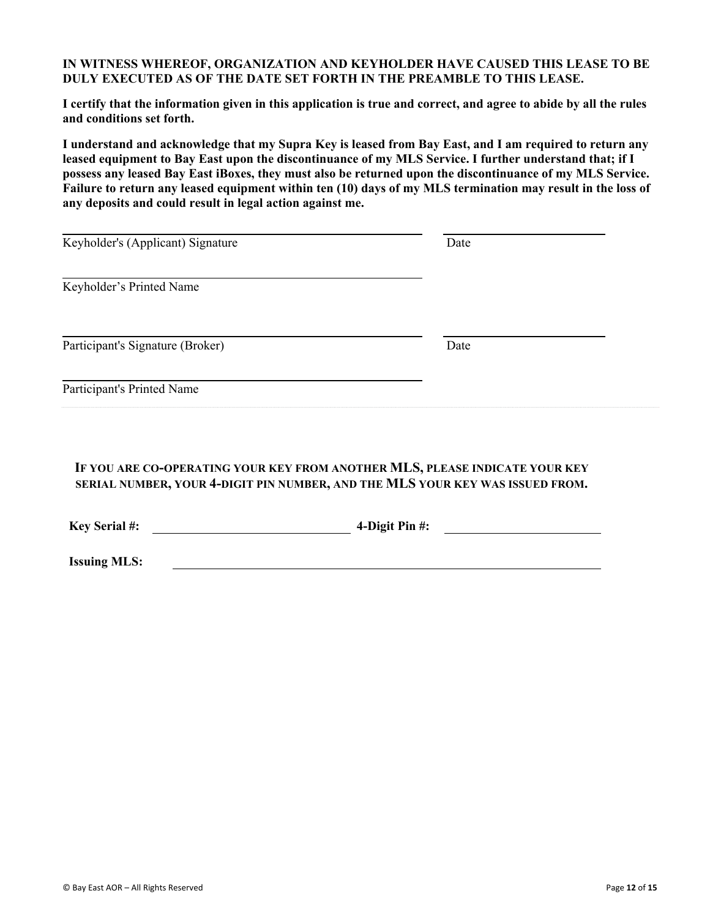**IN WITNESS WHEREOF, ORGANIZATION AND KEYHOLDER HAVE CAUSED THIS LEASE TO BE DULY EXECUTED AS OF THE DATE SET FORTH IN THE PREAMBLE TO THIS LEASE.**

**I certify that the information given in this application is true and correct, and agree to abide by all the rules and conditions set forth.**

**I understand and acknowledge that my Supra Key is leased from Bay East, and I am required to return any leased equipment to Bay East upon the discontinuance of my MLS Service. I further understand that; if I possess any leased Bay East iBoxes, they must also be returned upon the discontinuance of my MLS Service. Failure to return any leased equipment within ten (10) days of my MLS termination may result in the loss of any deposits and could result in legal action against me.**

______________________________ ______________

Keyholder's (Applicant) Signature Date

______________________________

Keyholder's Printed Name

______________________________ ______________

Participant's Signature (Broker) Date

______________________________

Participant's Printed Name

---

**IF YOU ARE CO-OPERATING YOUR KEY FROM ANOTHER MLS, PLEASE INDICATE YOUR KEY SERIAL NUMBER, YOUR 4-DIGIT PIN NUMBER, AND THE MLS YOUR KEY WAS ISSUED FROM.**

**Key Serial #:** ______________________ **4-Digit Pin #:** ______________________

**Issuing MLS:** ______________________________________________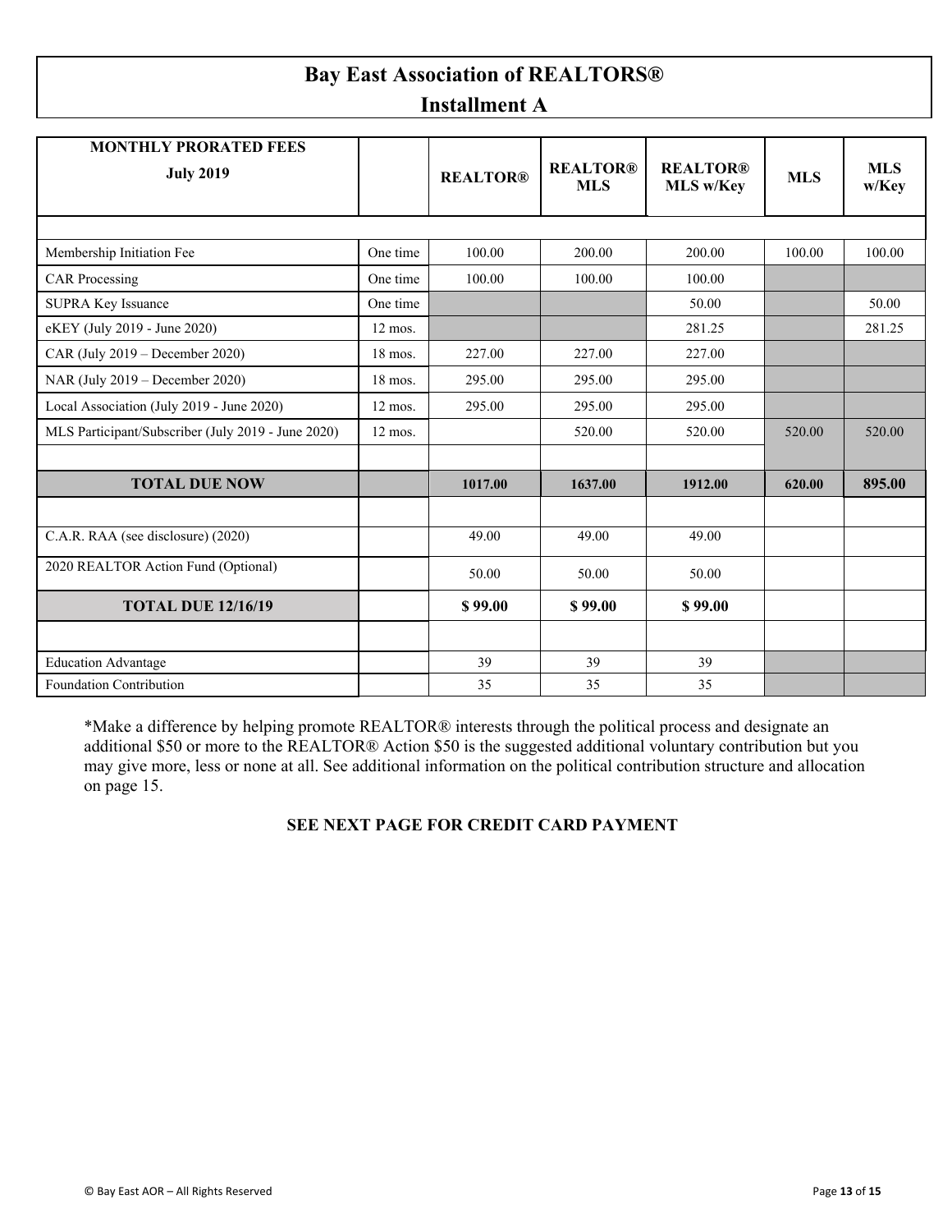# Bay East Association of REALTORS®

## Installment A

| MONTHLY PRORATED FEES<br>July 2019 | | REALTOR® | REALTOR® MLS | REALTOR® MLS w/Key | MLS | MLS w/Key |
|---|---|---|---|---|---|---|
| | | | | | | |
| Membership Initiation Fee | One time | 100.00 | 200.00 | 200.00 | 100.00 | 100.00 |
| CAR Processing | One time | 100.00 | 100.00 | 100.00 | | |
| SUPRA Key Issuance | One time | | | 50.00 | | 50.00 |
| eKEY (July 2019 - June 2020) | 12 mos. | | | 281.25 | | 281.25 |
| CAR (July 2019 – December 2020) | 18 mos. | 227.00 | 227.00 | 227.00 | | |
| NAR (July 2019 – December 2020) | 18 mos. | 295.00 | 295.00 | 295.00 | | |
| Local Association (July 2019 - June 2020) | 12 mos. | 295.00 | 295.00 | 295.00 | | |
| MLS Participant/Subscriber (July 2019 - June 2020) | 12 mos. | | 520.00 | 520.00 | 520.00 | 520.00 |
| | | | | | | |
| **TOTAL DUE NOW** | | **1017.00** | **1637.00** | **1912.00** | **620.00** | **895.00** |
| | | | | | | |
| C.A.R. RAA (see disclosure) (2020) | | 49.00 | 49.00 | 49.00 | | |
| 2020 REALTOR Action Fund (Optional) | | 50.00 | 50.00 | 50.00 | | |
| **TOTAL DUE 12/16/19** | | **$ 99.00** | **$ 99.00** | **$ 99.00** | | |
| | | | | | | |
| Education Advantage | | 39 | 39 | 39 | | |
| Foundation Contribution | | 35 | 35 | 35 | | |

*Make a difference by helping promote REALTOR® interests through the political process and designate an additional $50 or more to the REALTOR® Action $50 is the suggested additional voluntary contribution but you may give more, less or none at all. See additional information on the political contribution structure and allocation on page 15.

**SEE NEXT PAGE FOR CREDIT CARD PAYMENT**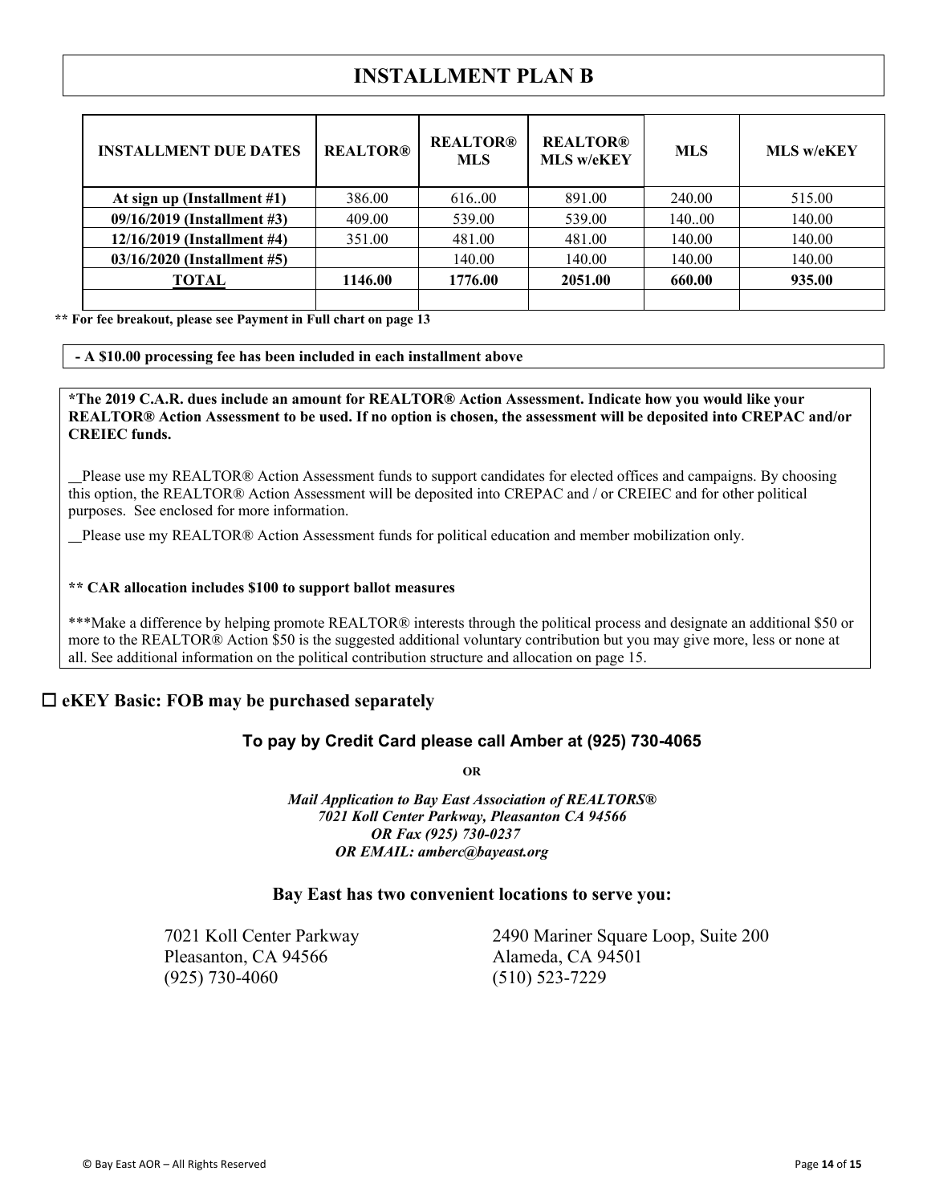# INSTALLMENT PLAN B

| INSTALLMENT DUE DATES | REALTOR® | REALTOR® MLS | REALTOR® MLS w/eKEY | MLS | MLS w/eKEY |
|---|---|---|---|---|---|
| **At sign up (Installment #1)** | 386.00 | 616..00 | 891.00 | 240.00 | 515.00 |
| **09/16/2019 (Installment #3)** | 409.00 | 539.00 | 539.00 | 140..00 | 140.00 |
| **12/16/2019 (Installment #4)** | 351.00 | 481.00 | 481.00 | 140.00 | 140.00 |
| **03/16/2020 (Installment #5)** | | 140.00 | 140.00 | 140.00 | 140.00 |
| **TOTAL** | **1146.00** | **1776.00** | **2051.00** | **660.00** | **935.00** |
| | | | | | |

**** For fee breakout, please see Payment in Full chart on page 13**

**- A $10.00 processing fee has been included in each installment above**

***The 2019 C.A.R. dues include an amount for REALTOR® Action Assessment. Indicate how you would like your REALTOR® Action Assessment to be used. If no option is chosen, the assessment will be deposited into CREPAC and/or CREIEC funds.**

__Please use my REALTOR® Action Assessment funds to support candidates for elected offices and campaigns. By choosing this option, the REALTOR® Action Assessment will be deposited into CREPAC and / or CREIEC and for other political purposes. See enclosed for more information.

__Please use my REALTOR® Action Assessment funds for political education and member mobilization only.

**** CAR allocation includes $100 to support ballot measures**

***Make a difference by helping promote REALTOR® interests through the political process and designate an additional $50 or more to the REALTOR® Action $50 is the suggested additional voluntary contribution but you may give more, less or none at all. See additional information on the political contribution structure and allocation on page 15.

☐ **eKEY Basic: FOB may be purchased separately**

**To pay by Credit Card please call Amber at (925) 730-4065**

**OR**

***Mail Application to Bay East Association of REALTORS®***
***7021 Koll Center Parkway, Pleasanton CA 94566***
***OR Fax (925) 730-0237***
***OR EMAIL: amberc@bayeast.org***

**Bay East has two convenient locations to serve you:**

7021 Koll Center Parkway
Pleasanton, CA 94566
(925) 730-4060

2490 Mariner Square Loop, Suite 200
Alameda, CA 94501
(510) 523-7229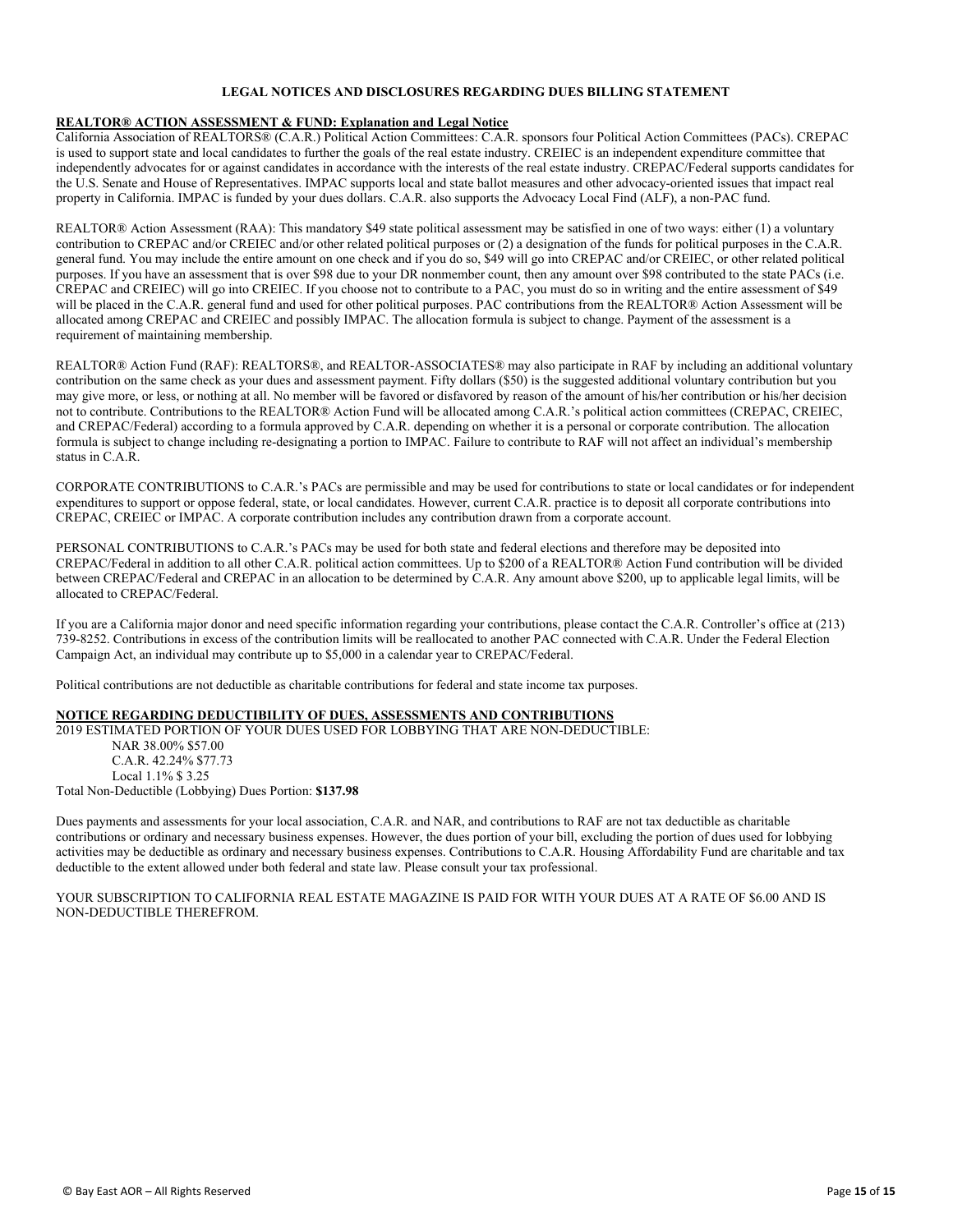# LEGAL NOTICES AND DISCLOSURES REGARDING DUES BILLING STATEMENT

## REALTOR® ACTION ASSESSMENT & FUND: Explanation and Legal Notice

California Association of REALTORS® (C.A.R.) Political Action Committees: C.A.R. sponsors four Political Action Committees (PACs). CREPAC is used to support state and local candidates to further the goals of the real estate industry. CREIEC is an independent expenditure committee that independently advocates for or against candidates in accordance with the interests of the real estate industry. CREPAC/Federal supports candidates for the U.S. Senate and House of Representatives. IMPAC supports local and state ballot measures and other advocacy-oriented issues that impact real property in California. IMPAC is funded by your dues dollars. C.A.R. also supports the Advocacy Local Find (ALF), a non-PAC fund.

REALTOR® Action Assessment (RAA): This mandatory $49 state political assessment may be satisfied in one of two ways: either (1) a voluntary contribution to CREPAC and/or CREIEC and/or other related political purposes or (2) a designation of the funds for political purposes in the C.A.R. general fund. You may include the entire amount on one check and if you do so, $49 will go into CREPAC and/or CREIEC, or other related political purposes. If you have an assessment that is over $98 due to your DR nonmember count, then any amount over $98 contributed to the state PACs (i.e. CREPAC and CREIEC) will go into CREIEC. If you choose not to contribute to a PAC, you must do so in writing and the entire assessment of $49 will be placed in the C.A.R. general fund and used for other political purposes. PAC contributions from the REALTOR® Action Assessment will be allocated among CREPAC and CREIEC and possibly IMPAC. The allocation formula is subject to change. Payment of the assessment is a requirement of maintaining membership.

REALTOR® Action Fund (RAF): REALTORS®, and REALTOR-ASSOCIATES® may also participate in RAF by including an additional voluntary contribution on the same check as your dues and assessment payment. Fifty dollars ($50) is the suggested additional voluntary contribution but you may give more, or less, or nothing at all. No member will be favored or disfavored by reason of the amount of his/her contribution or his/her decision not to contribute. Contributions to the REALTOR® Action Fund will be allocated among C.A.R.'s political action committees (CREPAC, CREIEC, and CREPAC/Federal) according to a formula approved by C.A.R. depending on whether it is a personal or corporate contribution. The allocation formula is subject to change including re-designating a portion to IMPAC. Failure to contribute to RAF will not affect an individual's membership status in C.A.R.

CORPORATE CONTRIBUTIONS to C.A.R.'s PACs are permissible and may be used for contributions to state or local candidates or for independent expenditures to support or oppose federal, state, or local candidates. However, current C.A.R. practice is to deposit all corporate contributions into CREPAC, CREIEC or IMPAC. A corporate contribution includes any contribution drawn from a corporate account.

PERSONAL CONTRIBUTIONS to C.A.R.'s PACs may be used for both state and federal elections and therefore may be deposited into CREPAC/Federal in addition to all other C.A.R. political action committees. Up to $200 of a REALTOR® Action Fund contribution will be divided between CREPAC/Federal and CREPAC in an allocation to be determined by C.A.R. Any amount above $200, up to applicable legal limits, will be allocated to CREPAC/Federal.

If you are a California major donor and need specific information regarding your contributions, please contact the C.A.R. Controller's office at (213) 739-8252. Contributions in excess of the contribution limits will be reallocated to another PAC connected with C.A.R. Under the Federal Election Campaign Act, an individual may contribute up to $5,000 in a calendar year to CREPAC/Federal.

Political contributions are not deductible as charitable contributions for federal and state income tax purposes.

## NOTICE REGARDING DEDUCTIBILITY OF DUES, ASSESSMENTS AND CONTRIBUTIONS

2019 ESTIMATED PORTION OF YOUR DUES USED FOR LOBBYING THAT ARE NON-DEDUCTIBLE:

NAR 38.00% $57.00
C.A.R. 42.24% $77.73
Local 1.1% $ 3.25

Total Non-Deductible (Lobbying) Dues Portion: **$137.98**

Dues payments and assessments for your local association, C.A.R. and NAR, and contributions to RAF are not tax deductible as charitable contributions or ordinary and necessary business expenses. However, the dues portion of your bill, excluding the portion of dues used for lobbying activities may be deductible as ordinary and necessary business expenses. Contributions to C.A.R. Housing Affordability Fund are charitable and tax deductible to the extent allowed under both federal and state law. Please consult your tax professional.

YOUR SUBSCRIPTION TO CALIFORNIA REAL ESTATE MAGAZINE IS PAID FOR WITH YOUR DUES AT A RATE OF $6.00 AND IS NON-DEDUCTIBLE THEREFROM.